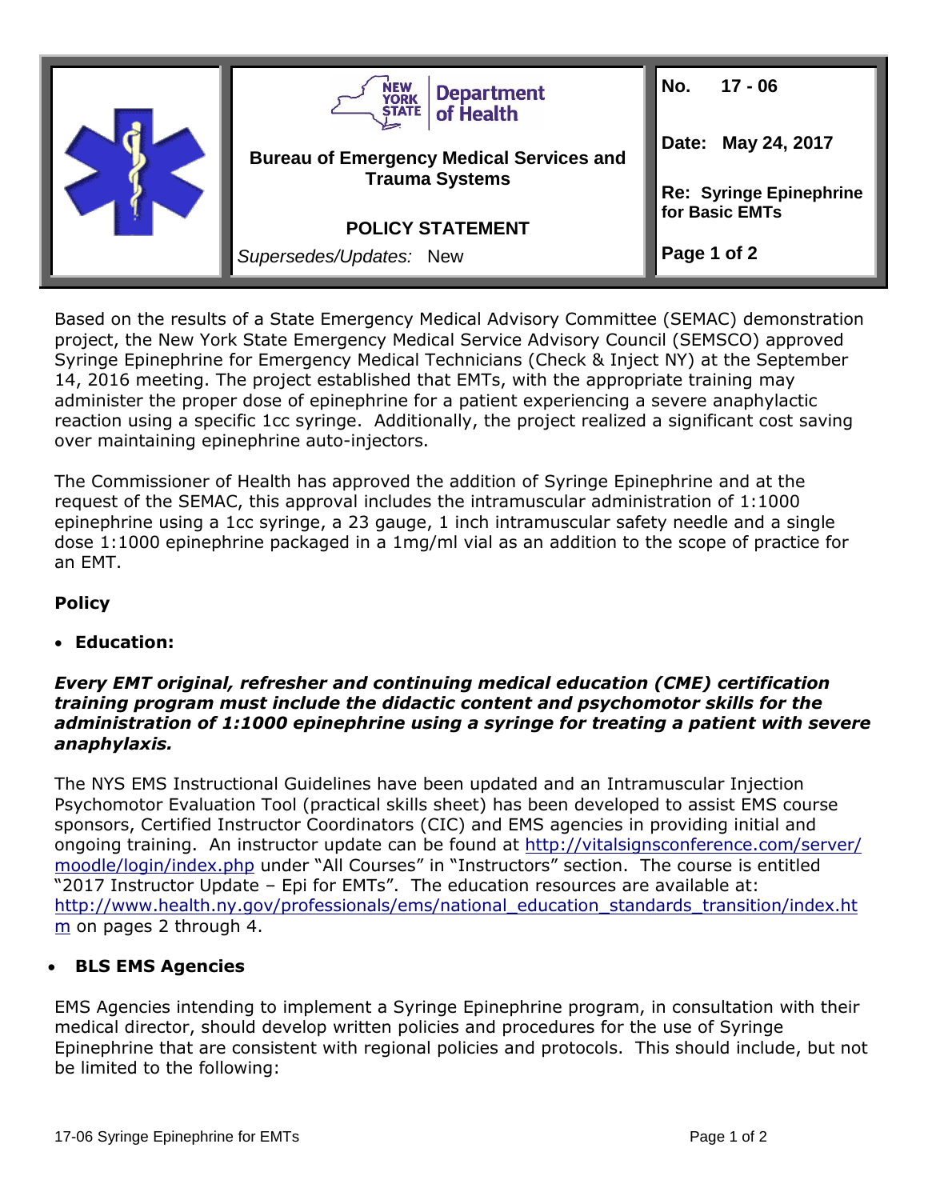| | New York State Department of Health | No. 17 - 06 |
|---|---|---|
| | **Bureau of Emergency Medical Services and Trauma Systems** | **Date: May 24, 2017** |
| | **POLICY STATEMENT** | **Re: Syringe Epinephrine for Basic EMTs** |
| | *Supersedes/Updates:* New | |

Based on the results of a State Emergency Medical Advisory Committee (SEMAC) demonstration project, the New York State Emergency Medical Service Advisory Council (SEMSCO) approved Syringe Epinephrine for Emergency Medical Technicians (Check & Inject NY) at the September 14, 2016 meeting. The project established that EMTs, with the appropriate training may administer the proper dose of epinephrine for a patient experiencing a severe anaphylactic reaction using a specific 1cc syringe. Additionally, the project realized a significant cost saving over maintaining epinephrine auto-injectors.

The Commissioner of Health has approved the addition of Syringe Epinephrine and at the request of the SEMAC, this approval includes the intramuscular administration of 1:1000 epinephrine using a 1cc syringe, a 23 gauge, 1 inch intramuscular safety needle and a single dose 1:1000 epinephrine packaged in a 1mg/ml vial as an addition to the scope of practice for an EMT.

## Policy

- **Education:**

***Every EMT original, refresher and continuing medical education (CME) certification training program must include the didactic content and psychomotor skills for the administration of 1:1000 epinephrine using a syringe for treating a patient with severe anaphylaxis.***

The NYS EMS Instructional Guidelines have been updated and an Intramuscular Injection Psychomotor Evaluation Tool (practical skills sheet) has been developed to assist EMS course sponsors, Certified Instructor Coordinators (CIC) and EMS agencies in providing initial and ongoing training. An instructor update can be found at http://vitalsignsconference.com/server/moodle/login/index.php under "All Courses" in "Instructors" section. The course is entitled "2017 Instructor Update – Epi for EMTs". The education resources are available at: http://www.health.ny.gov/professionals/ems/national_education_standards_transition/index.htm on pages 2 through 4.

- **BLS EMS Agencies**

EMS Agencies intending to implement a Syringe Epinephrine program, in consultation with their medical director, should develop written policies and procedures for the use of Syringe Epinephrine that are consistent with regional policies and protocols. This should include, but not be limited to the following: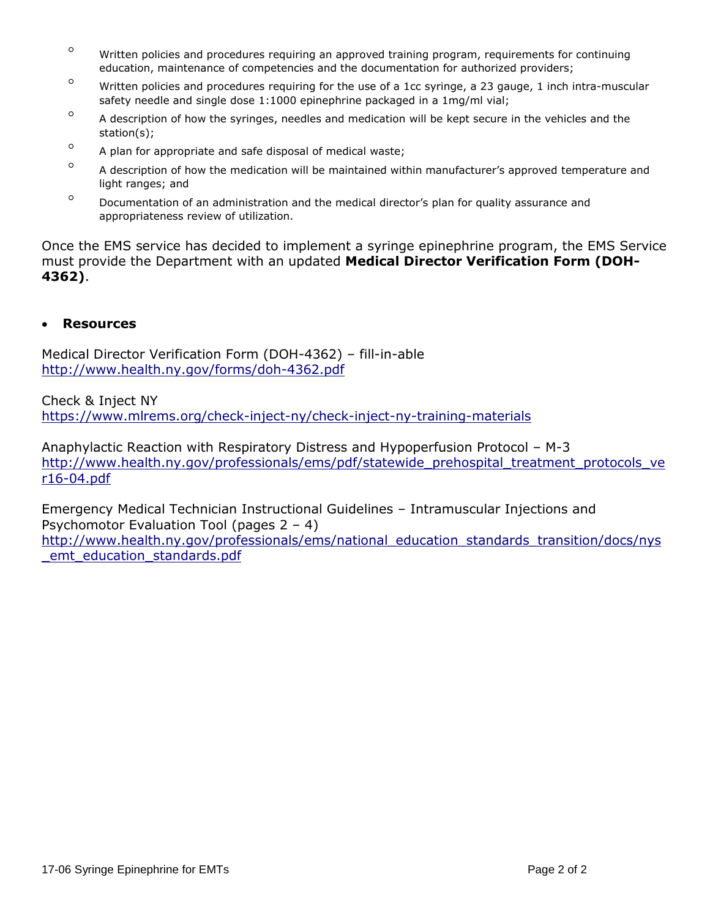- Written policies and procedures requiring an approved training program, requirements for continuing education, maintenance of competencies and the documentation for authorized providers;
- Written policies and procedures requiring for the use of a 1cc syringe, a 23 gauge, 1 inch intra-muscular safety needle and single dose 1:1000 epinephrine packaged in a 1mg/ml vial;
- A description of how the syringes, needles and medication will be kept secure in the vehicles and the station(s);
- A plan for appropriate and safe disposal of medical waste;
- A description of how the medication will be maintained within manufacturer's approved temperature and light ranges; and
- Documentation of an administration and the medical director's plan for quality assurance and appropriateness review of utilization.

Once the EMS service has decided to implement a syringe epinephrine program, the EMS Service must provide the Department with an updated **Medical Director Verification Form (DOH-4362)**.

- **Resources**

Medical Director Verification Form (DOH-4362) – fill-in-able
http://www.health.ny.gov/forms/doh-4362.pdf

Check & Inject NY
https://www.mlrems.org/check-inject-ny/check-inject-ny-training-materials

Anaphylactic Reaction with Respiratory Distress and Hypoperfusion Protocol – M-3
http://www.health.ny.gov/professionals/ems/pdf/statewide_prehospital_treatment_protocols_ver16-04.pdf

Emergency Medical Technician Instructional Guidelines – Intramuscular Injections and Psychomotor Evaluation Tool (pages 2 – 4)
http://www.health.ny.gov/professionals/ems/national_education_standards_transition/docs/nys_emt_education_standards.pdf